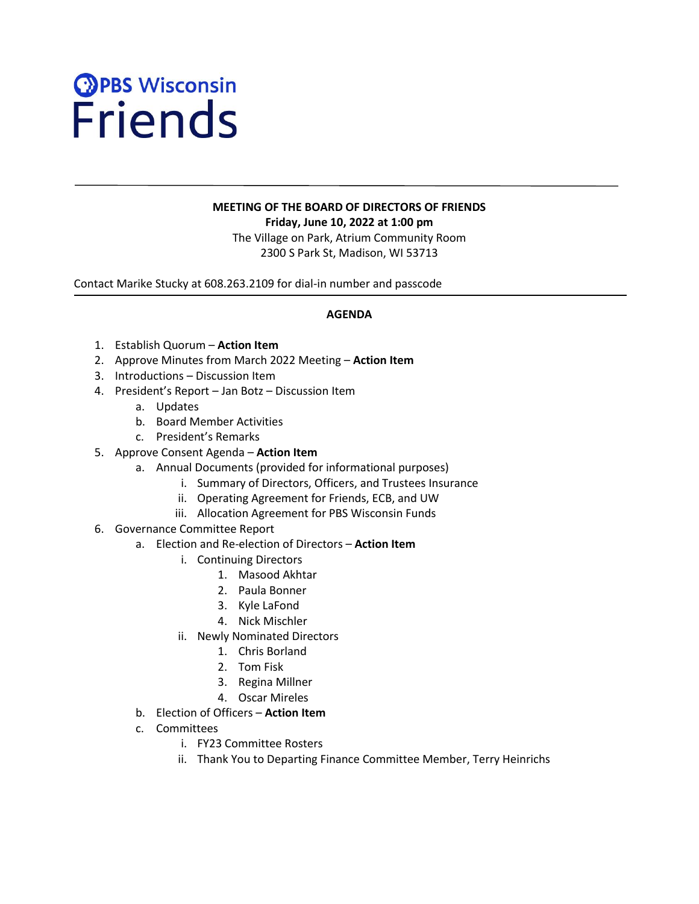PBS Wisconsin
# Friends

---

**MEETING OF THE BOARD OF DIRECTORS OF FRIENDS**
**Friday, June 10, 2022 at 1:00 pm**
The Village on Park, Atrium Community Room
2300 S Park St, Madison, WI 53713

Contact Marike Stucky at 608.263.2109 for dial-in number and passcode

---

**AGENDA**

1. Establish Quorum – **Action Item**
2. Approve Minutes from March 2022 Meeting – **Action Item**
3. Introductions – Discussion Item
4. President's Report – Jan Botz – Discussion Item
   a. Updates
   b. Board Member Activities
   c. President's Remarks
5. Approve Consent Agenda – **Action Item**
   a. Annual Documents (provided for informational purposes)
      i. Summary of Directors, Officers, and Trustees Insurance
      ii. Operating Agreement for Friends, ECB, and UW
      iii. Allocation Agreement for PBS Wisconsin Funds
6. Governance Committee Report
   a. Election and Re-election of Directors – **Action Item**
      i. Continuing Directors
         1. Masood Akhtar
         2. Paula Bonner
         3. Kyle LaFond
         4. Nick Mischler
      ii. Newly Nominated Directors
         1. Chris Borland
         2. Tom Fisk
         3. Regina Millner
         4. Oscar Mireles
   b. Election of Officers – **Action Item**
   c. Committees
      i. FY23 Committee Rosters
      ii. Thank You to Departing Finance Committee Member, Terry Heinrichs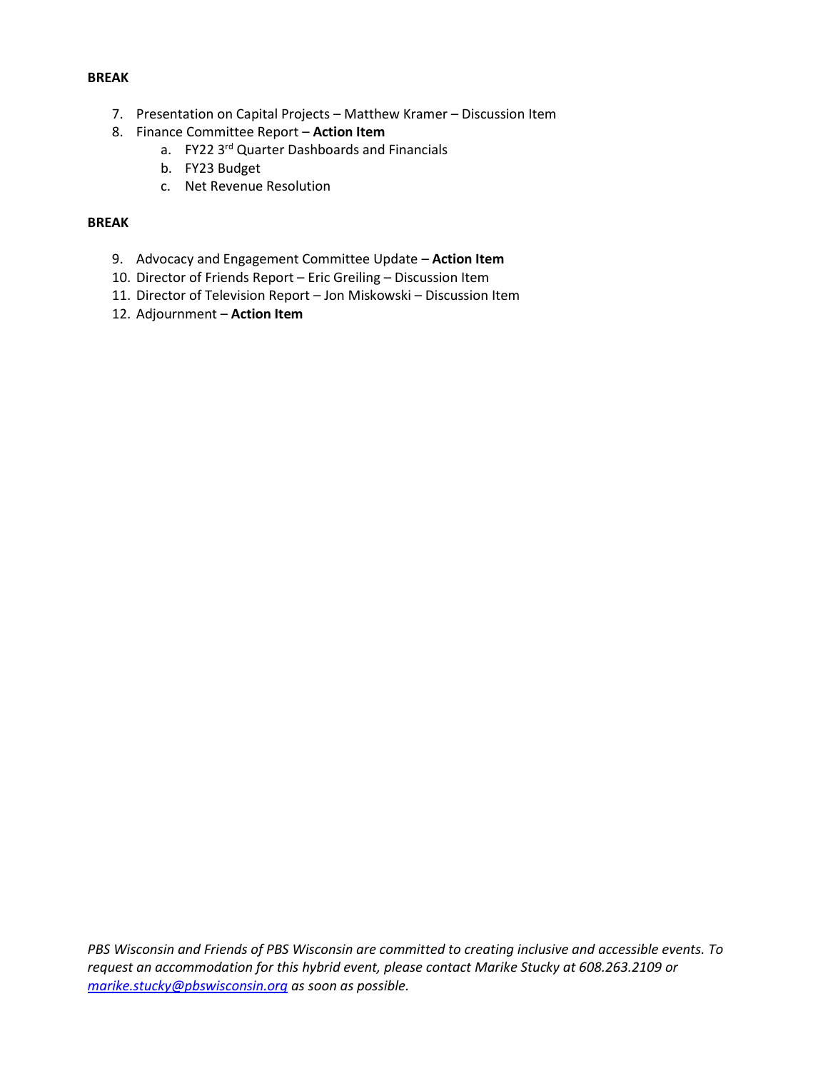**BREAK**

7. Presentation on Capital Projects – Matthew Kramer – Discussion Item
8. Finance Committee Report – **Action Item**
    a. FY22 3rd Quarter Dashboards and Financials
    b. FY23 Budget
    c. Net Revenue Resolution

**BREAK**

9. Advocacy and Engagement Committee Update – **Action Item**
10. Director of Friends Report – Eric Greiling – Discussion Item
11. Director of Television Report – Jon Miskowski – Discussion Item
12. Adjournment – **Action Item**

*PBS Wisconsin and Friends of PBS Wisconsin are committed to creating inclusive and accessible events. To request an accommodation for this hybrid event, please contact Marike Stucky at 608.263.2109 or [marike.stucky@pbswisconsin.org](mailto:marike.stucky@pbswisconsin.org) as soon as possible.*